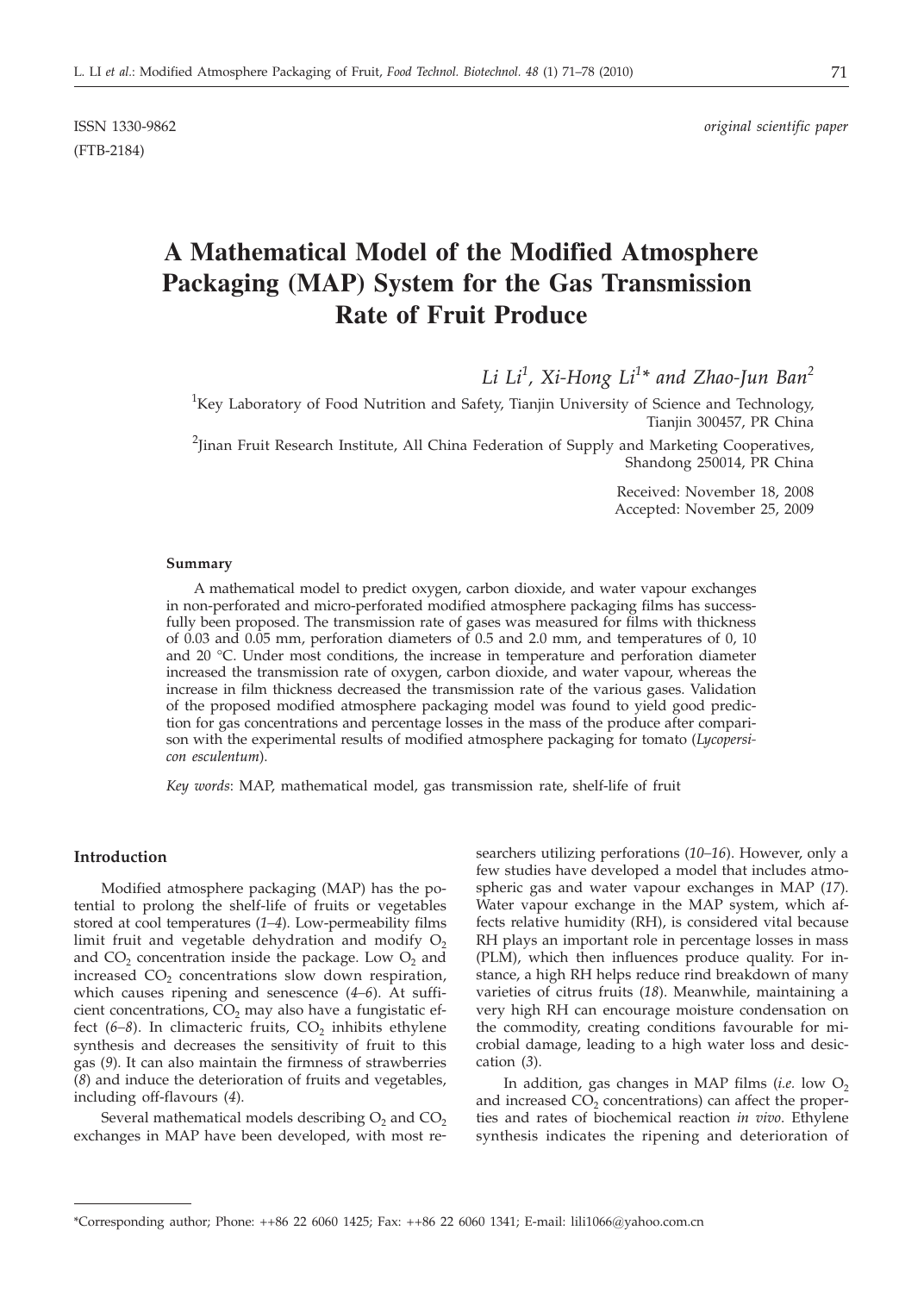ISSN 1330-9862 *original scientific paper*

(FTB-2184)

# A Mathematical Model of the Modified Atmosphere Packaging (MAP) System for the Gas Transmission Rate of Fruit Produce

*Li Li*[1], *Xi-Hong Li*[1]* *and Zhao-Jun Ban*[2]

[1]Key Laboratory of Food Nutrition and Safety, Tianjin University of Science and Technology, Tianjin 300457, PR China

[2]Jinan Fruit Research Institute, All China Federation of Supply and Marketing Cooperatives, Shandong 250014, PR China

Received: November 18, 2008
Accepted: November 25, 2009

### Summary

A mathematical model to predict oxygen, carbon dioxide, and water vapour exchanges in non-perforated and micro-perforated modified atmosphere packaging films has successfully been proposed. The transmission rate of gases was measured for films with thickness of 0.03 and 0.05 mm, perforation diameters of 0.5 and 2.0 mm, and temperatures of 0, 10 and 20 °C. Under most conditions, the increase in temperature and perforation diameter increased the transmission rate of oxygen, carbon dioxide, and water vapour, whereas the increase in film thickness decreased the transmission rate of the various gases. Validation of the proposed modified atmosphere packaging model was found to yield good prediction for gas concentrations and percentage losses in the mass of the produce after comparison with the experimental results of modified atmosphere packaging for tomato (*Lycopersicon esculentum*).

*Key words*: MAP, mathematical model, gas transmission rate, shelf-life of fruit

## Introduction

Modified atmosphere packaging (MAP) has the potential to prolong the shelf-life of fruits or vegetables stored at cool temperatures (*1–4*). Low-permeability films limit fruit and vegetable dehydration and modify $O_2$ and $CO_2$ concentration inside the package. Low $O_2$ and increased $CO_2$ concentrations slow down respiration, which causes ripening and senescence (*4–6*). At sufficient concentrations, $CO_2$ may also have a fungistatic effect (*6–8*). In climacteric fruits, $CO_2$ inhibits ethylene synthesis and decreases the sensitivity of fruit to this gas (*9*). It can also maintain the firmness of strawberries (*8*) and induce the deterioration of fruits and vegetables, including off-flavours (*4*).

Several mathematical models describing $O_2$ and $CO_2$ exchanges in MAP have been developed, with most researchers utilizing perforations (*10–16*). However, only a few studies have developed a model that includes atmospheric gas and water vapour exchanges in MAP (*17*). Water vapour exchange in the MAP system, which affects relative humidity (RH), is considered vital because RH plays an important role in percentage losses in mass (PLM), which then influences produce quality. For instance, a high RH helps reduce rind breakdown of many varieties of citrus fruits (*18*). Meanwhile, maintaining a very high RH can encourage moisture condensation on the commodity, creating conditions favourable for microbial damage, leading to a high water loss and desiccation (*3*).

In addition, gas changes in MAP films (*i.e.* low $O_2$ and increased $CO_2$ concentrations) can affect the properties and rates of biochemical reaction *in vivo*. Ethylene synthesis indicates the ripening and deterioration of

---

*Corresponding author; Phone: ++86 22 6060 1425; Fax: ++86 22 6060 1341; E-mail: lili1066@yahoo.com.cn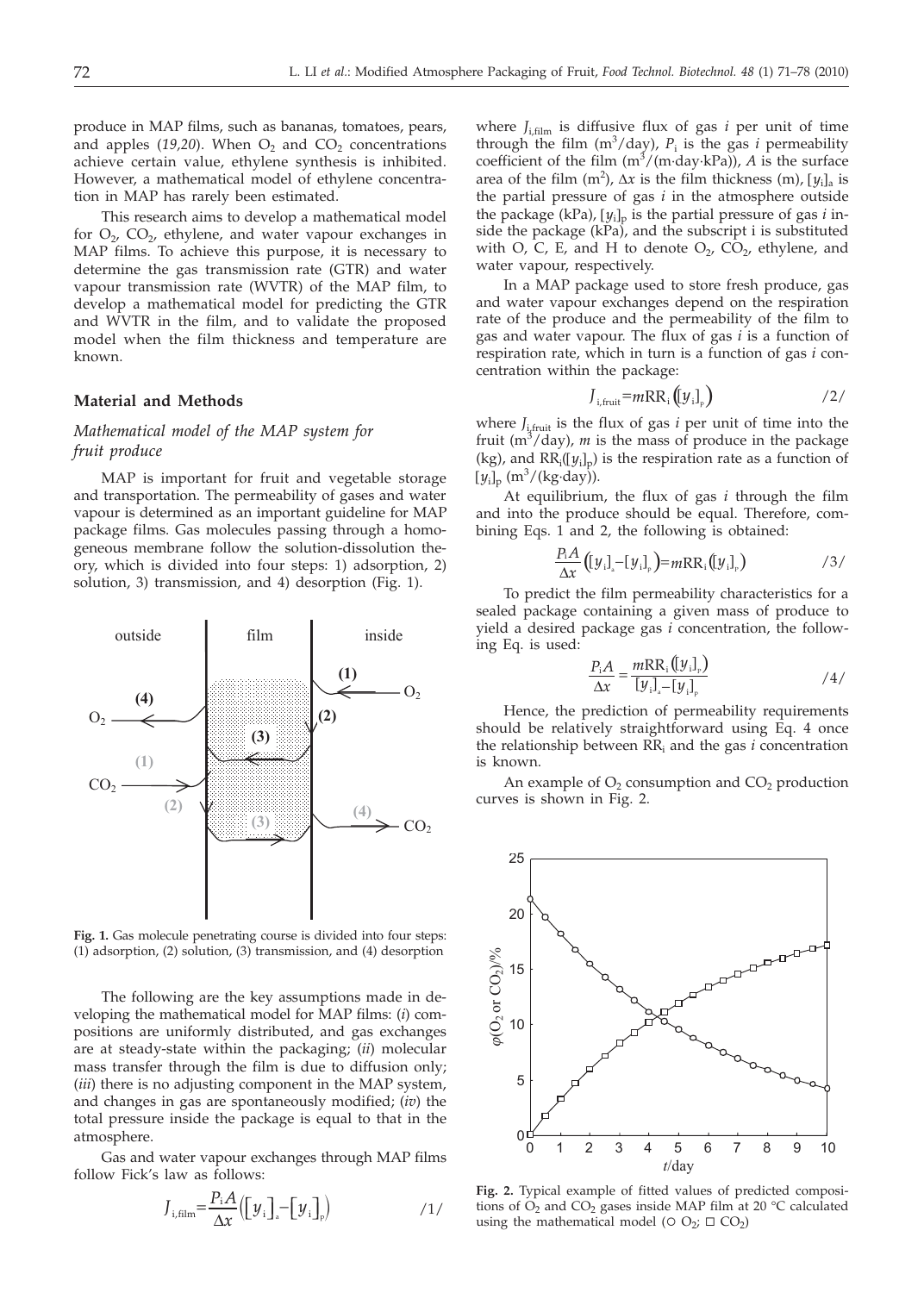produce in MAP films, such as bananas, tomatoes, pears, and apples (*19,20*). When $O_2$ and $CO_2$ concentrations achieve certain value, ethylene synthesis is inhibited. However, a mathematical model of ethylene concentration in MAP has rarely been estimated.

This research aims to develop a mathematical model for $O_2$, $CO_2$, ethylene, and water vapour exchanges in MAP films. To achieve this purpose, it is necessary to determine the gas transmission rate (GTR) and water vapour transmission rate (WVTR) of the MAP film, to develop a mathematical model for predicting the GTR and WVTR in the film, and to validate the proposed model when the film thickness and temperature are known.

## Material and Methods

### *Mathematical model of the MAP system for fruit produce*

MAP is important for fruit and vegetable storage and transportation. The permeability of gases and water vapour is determined as an important guideline for MAP package films. Gas molecules passing through a homogeneous membrane follow the solution-dissolution theory, which is divided into four steps: 1) adsorption, 2) solution, 3) transmission, and 4) desorption (Fig. 1).

**Fig. 1.** Gas molecule penetrating course is divided into four steps: (1) adsorption, (2) solution, (3) transmission, and (4) desorption

The following are the key assumptions made in developing the mathematical model for MAP films: (*i*) compositions are uniformly distributed, and gas exchanges are at steady-state within the packaging; (*ii*) molecular mass transfer through the film is due to diffusion only; (*iii*) there is no adjusting component in the MAP system, and changes in gas are spontaneously modified; (*iv*) the total pressure inside the package is equal to that in the atmosphere.

Gas and water vapour exchanges through MAP films follow Fick's law as follows:

$$J_{i,film} = \frac{P_i A}{\Delta x}\left([y_i]_a - [y_i]_p\right) \qquad /1/$$

where $J_{i,film}$ is diffusive flux of gas *i* per unit of time through the film ($m^3$/day), $P_i$ is the gas *i* permeability coefficient of the film ($m^3/(m\cdot day\cdot kPa)$), $A$ is the surface area of the film ($m^2$), $\Delta x$ is the film thickness (m), $[y_i]_a$ is the partial pressure of gas *i* in the atmosphere outside the package (kPa), $[y_i]_p$ is the partial pressure of gas *i* inside the package (kPa), and the subscript i is substituted with O, C, E, and H to denote $O_2$, $CO_2$, ethylene, and water vapour, respectively.

In a MAP package used to store fresh produce, gas and water vapour exchanges depend on the respiration rate of the produce and the permeability of the film to gas and water vapour. The flux of gas *i* is a function of respiration rate, which in turn is a function of gas *i* concentration within the package:

$$J_{i,fruit} = m\mathrm{RR}_i\left([y_i]_p\right) \qquad /2/$$

where $J_{i,fruit}$ is the flux of gas *i* per unit of time into the fruit ($m^3$/day), $m$ is the mass of produce in the package (kg), and $\mathrm{RR}_i([y_i]_p)$ is the respiration rate as a function of $[y_i]_p$ ($m^3/(kg\cdot day)$).

At equilibrium, the flux of gas *i* through the film and into the produce should be equal. Therefore, combining Eqs. 1 and 2, the following is obtained:

$$\frac{P_i A}{\Delta x}\left([y_i]_a - [y_i]_p\right) = m\mathrm{RR}_i\left([y_i]_p\right) \qquad /3/$$

To predict the film permeability characteristics for a sealed package containing a given mass of produce to yield a desired package gas *i* concentration, the following Eq. is used:

$$\frac{P_i A}{\Delta x} = \frac{m\mathrm{RR}_i\left([y_i]_p\right)}{[y_i]_a - [y_i]_p} \qquad /4/$$

Hence, the prediction of permeability requirements should be relatively straightforward using Eq. 4 once the relationship between $\mathrm{RR}_i$ and the gas *i* concentration is known.

An example of $O_2$ consumption and $CO_2$ production curves is shown in Fig. 2.

**Fig. 2.** Typical example of fitted values of predicted compositions of $O_2$ and $CO_2$ gases inside MAP film at 20 °C calculated using the mathematical model (○ $O_2$; □ $CO_2$)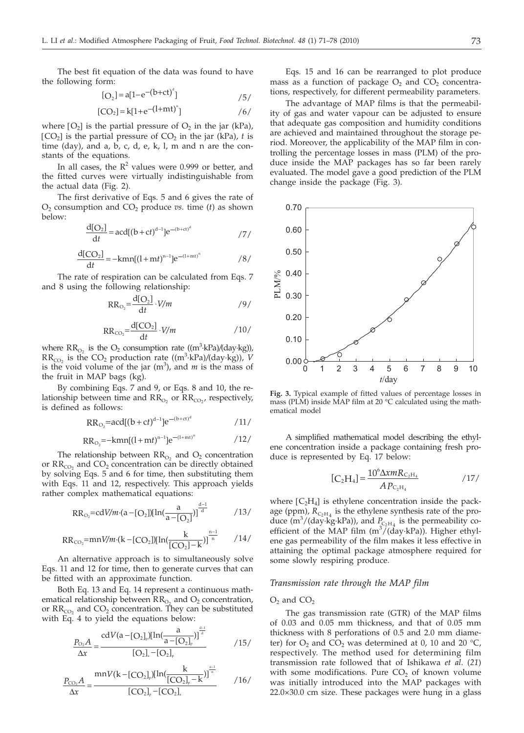The best fit equation of the data was found to have the following form:

$$[O_2] = a[1 - e^{-(b+ct)^d}] \qquad /5/$$

$$[CO_2] = k[1 + e^{-(l+mt)^n}] \qquad /6/$$

where $[O_2]$ is the partial pressure of $O_2$ in the jar (kPa), $[CO_2]$ is the partial pressure of $CO_2$ in the jar (kPa), $t$ is time (day), and a, b, c, d, e, k, l, m and n are the constants of the equations.

In all cases, the $R^2$ values were 0.999 or better, and the fitted curves were virtually indistinguishable from the actual data (Fig. 2).

The first derivative of Eqs. 5 and 6 gives the rate of $O_2$ consumption and $CO_2$ produce *vs.* time ($t$) as shown below:

$$\frac{d[O_2]}{dt} = acd[(b + ct)^{d-1}]e^{-(b+ct)^d} \qquad /7/$$

$$\frac{d[CO_2]}{dt} = -kmn[(l + mt)^{n-1}]e^{-(l+mt)^n} \qquad /8/$$

The rate of respiration can be calculated from Eqs. 7 and 8 using the following relationship:

$$RR_{O_2} = \frac{d[O_2]}{dt} \cdot V/m \qquad /9/$$

$$RR_{CO_2} = \frac{d[CO_2]}{dt} \cdot V/m \qquad /10/$$

where $RR_{O_2}$ is the $O_2$ consumption rate ((m$^3$·kPa)/(day·kg)), $RR_{CO_2}$ is the $CO_2$ production rate ((m$^3$·kPa)/(day·kg)), $V$ is the void volume of the jar (m$^3$), and $m$ is the mass of the fruit in MAP bags (kg).

By combining Eqs. 7 and 9, or Eqs. 8 and 10, the relationship between time and $RR_{O_2}$ or $RR_{CO_2}$, respectively, is defined as follows:

$$RR_{O_2} = acd[(b + ct)^{d-1}]e^{-(b+ct)^d} \qquad /11/$$

$$RR_{O_2} = -kmn[(l + mt)^{n-1}]e^{-(l+mt)^n} \qquad /12/$$

The relationship between $RR_{O_2}$ and $O_2$ concentration or $RR_{CO_2}$ and $CO_2$ concentration can be directly obtained by solving Eqs. 5 and 6 for time, then substituting them with Eqs. 11 and 12, respectively. This approach yields rather complex mathematical equations:

$$RR_{O_2} = cdV/m \cdot (a - [O_2])[\ln(\frac{a}{a - [O_2]})]^{\frac{d-1}{d}} \qquad /13/$$

$$RR_{CO_2} = mnV/m \cdot (k - [CO_2])[\ln(\frac{k}{[CO_2] - k})]^{\frac{n-1}{n}} \qquad /14/$$

An alternative approach is to simultaneously solve Eqs. 11 and 12 for time, then to generate curves that can be fitted with an approximate function.

Both Eq. 13 and Eq. 14 represent a continuous mathematical relationship between $RR_{O_2}$ and $O_2$ concentration, or $RR_{CO_2}$ and $CO_2$ concentration. They can be substituted with Eq. 4 to yield the equations below:

$$\frac{P_{O_2}A}{\Delta x} = \frac{cdV(a - [O_2]_p)[\ln(\frac{a}{a - [O_2]_p})]^{\frac{d-1}{d}}}{[O_2]_a - [O_2]_p} \qquad /15/$$

$$\frac{P_{CO_2}A}{\Delta x} = \frac{mnV(k - [CO_2]_p)[\ln(\frac{k}{[CO_2]_p - k})]^{\frac{n-1}{n}}}{[CO_2]_p - [CO_2]_a} \qquad /16/$$

Eqs. 15 and 16 can be rearranged to plot produce mass as a function of package $O_2$ and $CO_2$ concentrations, respectively, for different permeability parameters.

The advantage of MAP films is that the permeability of gas and water vapour can be adjusted to ensure that adequate gas composition and humidity conditions are achieved and maintained throughout the storage period. Moreover, the applicability of the MAP film in controlling the percentage losses in mass (PLM) of the produce inside the MAP packages has so far been rarely evaluated. The model gave a good prediction of the PLM change inside the package (Fig. 3).

**Fig. 3.** Typical example of fitted values of percentage losses in mass (PLM) inside MAP film at 20 °C calculated using the mathematical model

A simplified mathematical model describing the ethylene concentration inside a package containing fresh produce is represented by Eq. 17 below:

$$[C_2H_4] = \frac{10^6 \Delta x m R_{C_2H_4}}{A P_{C_2H_4}} \qquad /17/$$

where $[C_2H_4]$ is ethylene concentration inside the package (ppm), $R_{C_2H_4}$ is the ethylene synthesis rate of the produce (m$^3$/(day·kg·kPa)), and $P_{C_2H_4}$ is the permeability coefficient of the MAP film (m$^3$/(day·kPa)). Higher ethylene gas permeability of the film makes it less effective in attaining the optimal package atmosphere required for some slowly respiring produce.

### *Transmission rate through the MAP film*

#### $O_2$ and $CO_2$

The gas transmission rate (GTR) of the MAP films of 0.03 and 0.05 mm thickness, and that of 0.05 mm thickness with 8 perforations of 0.5 and 2.0 mm diameter) for $O_2$ and $CO_2$ was determined at 0, 10 and 20 °C, respectively. The method used for determining film transmission rate followed that of Ishikawa *et al.* (*21*) with some modifications. Pure $CO_2$ of known volume was initially introduced into the MAP packages with 22.0×30.0 cm size. These packages were hung in a glass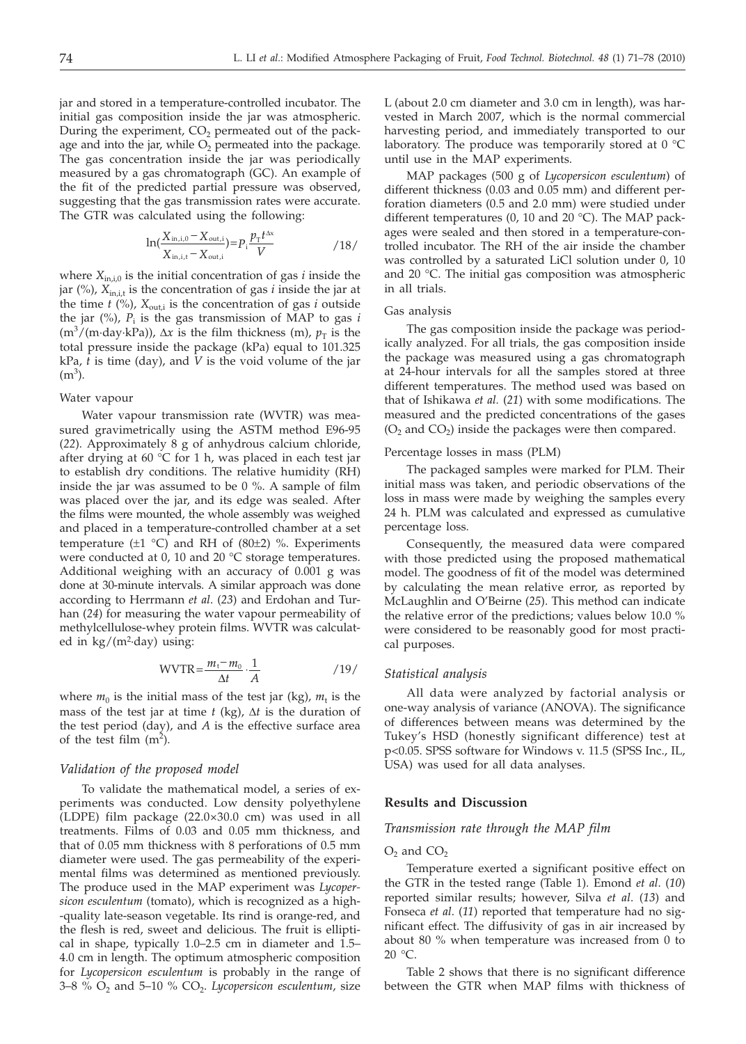jar and stored in a temperature-controlled incubator. The initial gas composition inside the jar was atmospheric. During the experiment, $CO_2$ permeated out of the package and into the jar, while $O_2$ permeated into the package. The gas concentration inside the jar was periodically measured by a gas chromatograph (GC). An example of the fit of the predicted partial pressure was observed, suggesting that the gas transmission rates were accurate. The GTR was calculated using the following:

$$\ln\left(\frac{X_{in,i,0} - X_{out,i}}{X_{in,i,t} - X_{out,i}}\right) = P_i \frac{p_T t^{\Delta x}}{V} \qquad /18/$$

where $X_{in,i,0}$ is the initial concentration of gas *i* inside the jar (%), $X_{in,i,t}$ is the concentration of gas *i* inside the jar at the time *t* (%), $X_{out,i}$ is the concentration of gas *i* outside the jar (%), $P_i$ is the gas transmission of MAP to gas *i* ($m^3/(m{\cdot}day{\cdot}kPa)$), $\Delta x$ is the film thickness (m), $p_T$ is the total pressure inside the package (kPa) equal to 101.325 kPa, *t* is time (day), and *V* is the void volume of the jar ($m^3$).

#### Water vapour

Water vapour transmission rate (WVTR) was measured gravimetrically using the ASTM method E96-95 (*22*). Approximately 8 g of anhydrous calcium chloride, after drying at 60 °C for 1 h, was placed in each test jar to establish dry conditions. The relative humidity (RH) inside the jar was assumed to be 0 %. A sample of film was placed over the jar, and its edge was sealed. After the films were mounted, the whole assembly was weighed and placed in a temperature-controlled chamber at a set temperature (±1 °C) and RH of (80±2) %. Experiments were conducted at 0, 10 and 20 °C storage temperatures. Additional weighing with an accuracy of 0.001 g was done at 30-minute intervals. A similar approach was done according to Herrmann *et al*. (*23*) and Erdohan and Turhan (*24*) for measuring the water vapour permeability of methylcellulose-whey protein films. WVTR was calculated in $kg/(m^2{\cdot}day)$ using:

$$\mathrm{WVTR} = \frac{m_t - m_0}{\Delta t} \cdot \frac{1}{A} \qquad /19/$$

where $m_0$ is the initial mass of the test jar (kg), $m_t$ is the mass of the test jar at time *t* (kg), $\Delta t$ is the duration of the test period (day), and *A* is the effective surface area of the test film ($m^2$).

### *Validation of the proposed model*

To validate the mathematical model, a series of experiments was conducted. Low density polyethylene (LDPE) film package (22.0×30.0 cm) was used in all treatments. Films of 0.03 and 0.05 mm thickness, and that of 0.05 mm thickness with 8 perforations of 0.5 mm diameter were used. The gas permeability of the experimental films was determined as mentioned previously. The produce used in the MAP experiment was *Lycopersicon esculentum* (tomato), which is recognized as a high-quality late-season vegetable. Its rind is orange-red, and the flesh is red, sweet and delicious. The fruit is elliptical in shape, typically 1.0–2.5 cm in diameter and 1.5–4.0 cm in length. The optimum atmospheric composition for *Lycopersicon esculentum* is probably in the range of 3–8 % $O_2$ and 5–10 % $CO_2$. *Lycopersicon esculentum*, size L (about 2.0 cm diameter and 3.0 cm in length), was harvested in March 2007, which is the normal commercial harvesting period, and immediately transported to our laboratory. The produce was temporarily stored at 0 °C until use in the MAP experiments.

MAP packages (500 g of *Lycopersicon esculentum*) of different thickness (0.03 and 0.05 mm) and different perforation diameters (0.5 and 2.0 mm) were studied under different temperatures (0, 10 and 20 °C). The MAP packages were sealed and then stored in a temperature-controlled incubator. The RH of the air inside the chamber was controlled by a saturated LiCl solution under 0, 10 and 20 °C. The initial gas composition was atmospheric in all trials.

#### Gas analysis

The gas composition inside the package was periodically analyzed. For all trials, the gas composition inside the package was measured using a gas chromatograph at 24-hour intervals for all the samples stored at three different temperatures. The method used was based on that of Ishikawa *et al.* (*21*) with some modifications. The measured and the predicted concentrations of the gases ($O_2$ and $CO_2$) inside the packages were then compared.

#### Percentage losses in mass (PLM)

The packaged samples were marked for PLM. Their initial mass was taken, and periodic observations of the loss in mass were made by weighing the samples every 24 h. PLM was calculated and expressed as cumulative percentage loss.

Consequently, the measured data were compared with those predicted using the proposed mathematical model. The goodness of fit of the model was determined by calculating the mean relative error, as reported by McLaughlin and O'Beirne (*25*). This method can indicate the relative error of the predictions; values below 10.0 % were considered to be reasonably good for most practical purposes.

### *Statistical analysis*

All data were analyzed by factorial analysis or one-way analysis of variance (ANOVA). The significance of differences between means was determined by the Tukey's HSD (honestly significant difference) test at $p<0.05$. SPSS software for Windows v. 11.5 (SPSS Inc., IL, USA) was used for all data analyses.

## Results and Discussion

### *Transmission rate through the MAP film*

#### $O_2$ and $CO_2$

Temperature exerted a significant positive effect on the GTR in the tested range (Table 1). Emond *et al.* (*10*) reported similar results; however, Silva *et al.* (*13*) and Fonseca *et al.* (*11*) reported that temperature had no significant effect. The diffusivity of gas in air increased by about 80 % when temperature was increased from 0 to 20 °C.

Table 2 shows that there is no significant difference between the GTR when MAP films with thickness of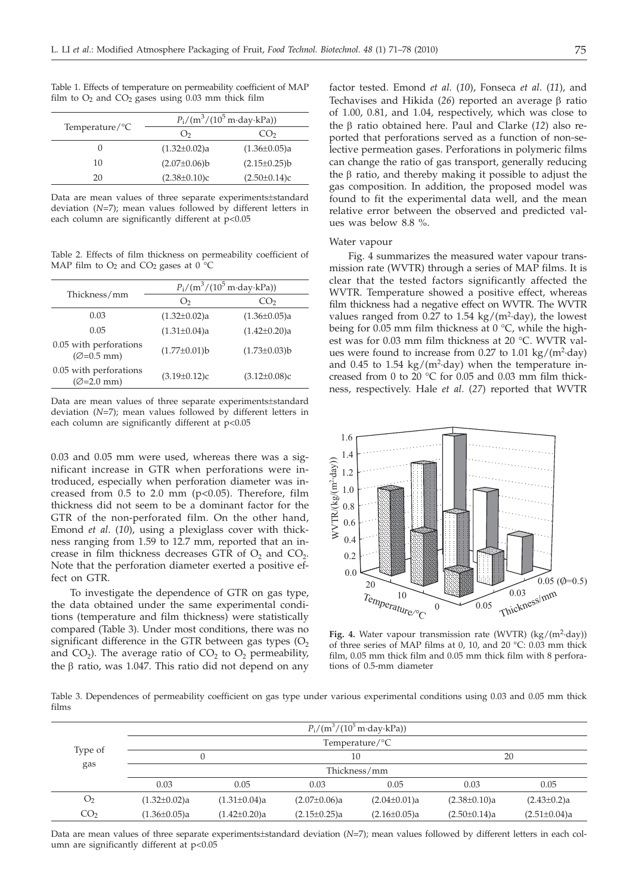Table 1. Effects of temperature on permeability coefficient of MAP film to $O_2$ and $CO_2$ gases using 0.03 mm thick film

| Temperature/°C | $P_i/(m^3/(10^5\ m \cdot day \cdot kPa))$ | |
|---|---|---|
| | $O_2$ | $CO_2$ |
| 0 | (1.32±0.02)a | (1.36±0.05)a |
| 10 | (2.07±0.06)b | (2.15±0.25)b |
| 20 | (2.38±0.10)c | (2.50±0.14)c |

Data are mean values of three separate experiments±standard deviation (*N*=7); mean values followed by different letters in each column are significantly different at p<0.05

Table 2. Effects of film thickness on permeability coefficient of MAP film to $O_2$ and $CO_2$ gases at 0 °C

| Thickness/mm | $P_i/(m^3/(10^5\ m \cdot day \cdot kPa))$ | |
|---|---|---|
| | $O_2$ | $CO_2$ |
| 0.03 | (1.32±0.02)a | (1.36±0.05)a |
| 0.05 | (1.31±0.04)a | (1.42±0.20)a |
| 0.05 with perforations (∅=0.5 mm) | (1.77±0.01)b | (1.73±0.03)b |
| 0.05 with perforations (∅=2.0 mm) | (3.19±0.12)c | (3.12±0.08)c |

Data are mean values of three separate experiments±standard deviation (*N*=7); mean values followed by different letters in each column are significantly different at p<0.05

0.03 and 0.05 mm were used, whereas there was a significant increase in GTR when perforations were introduced, especially when perforation diameter was increased from 0.5 to 2.0 mm (p<0.05). Therefore, film thickness did not seem to be a dominant factor for the GTR of the non-perforated film. On the other hand, Emond *et al.* (*10*), using a plexiglass cover with thickness ranging from 1.59 to 12.7 mm, reported that an increase in film thickness decreases GTR of $O_2$ and $CO_2$. Note that the perforation diameter exerted a positive effect on GTR.

To investigate the dependence of GTR on gas type, the data obtained under the same experimental conditions (temperature and film thickness) were statistically compared (Table 3). Under most conditions, there was no significant difference in the GTR between gas types ($O_2$ and $CO_2$). The average ratio of $CO_2$ to $O_2$ permeability, the β ratio, was 1.047. This ratio did not depend on any factor tested. Emond *et al.* (*10*), Fonseca *et al.* (*11*), and Techavises and Hikida (*26*) reported an average β ratio of 1.00, 0.81, and 1.04, respectively, which was close to the β ratio obtained here. Paul and Clarke (*12*) also reported that perforations served as a function of non-selective permeation gases. Perforations in polymeric films can change the ratio of gas transport, generally reducing the β ratio, and thereby making it possible to adjust the gas composition. In addition, the proposed model was found to fit the experimental data well, and the mean relative error between the observed and predicted values was below 8.8 %.

### Water vapour

Fig. 4 summarizes the measured water vapour transmission rate (WVTR) through a series of MAP films. It is clear that the tested factors significantly affected the WVTR. Temperature showed a positive effect, whereas film thickness had a negative effect on WVTR. The WVTR values ranged from 0.27 to 1.54 kg/(m²·day), the lowest being for 0.05 mm film thickness at 0 °C, while the highest was for 0.03 mm film thickness at 20 °C. WVTR values were found to increase from 0.27 to 1.01 kg/(m²·day) and 0.45 to 1.54 kg/(m²·day) when the temperature increased from 0 to 20 °C for 0.05 and 0.03 mm film thickness, respectively. Hale *et al.* (*27*) reported that WVTR

**Fig. 4.** Water vapour transmission rate (WVTR) (kg/(m²·day)) of three series of MAP films at 0, 10, and 20 °C: 0.03 mm thick film, 0.05 mm thick film and 0.05 mm thick film with 8 perforations of 0.5-mm diameter

Table 3. Dependences of permeability coefficient on gas type under various experimental conditions using 0.03 and 0.05 mm thick films

| Type of gas | $P_i/(m^3/(10^5\ m \cdot day \cdot kPa))$ | | | | | |
|---|---|---|---|---|---|---|
| | Temperature/°C | | | | | |
| | 0 | | 10 | | 20 | |
| | Thickness/mm | | | | | |
| | 0.03 | 0.05 | 0.03 | 0.05 | 0.03 | 0.05 |
| $O_2$ | (1.32±0.02)a | (1.31±0.04)a | (2.07±0.06)a | (2.04±0.01)a | (2.38±0.10)a | (2.43±0.2)a |
| $CO_2$ | (1.36±0.05)a | (1.42±0.20)a | (2.15±0.25)a | (2.16±0.05)a | (2.50±0.14)a | (2.51±0.04)a |

Data are mean values of three separate experiments±standard deviation (*N*=7); mean values followed by different letters in each column are significantly different at p<0.05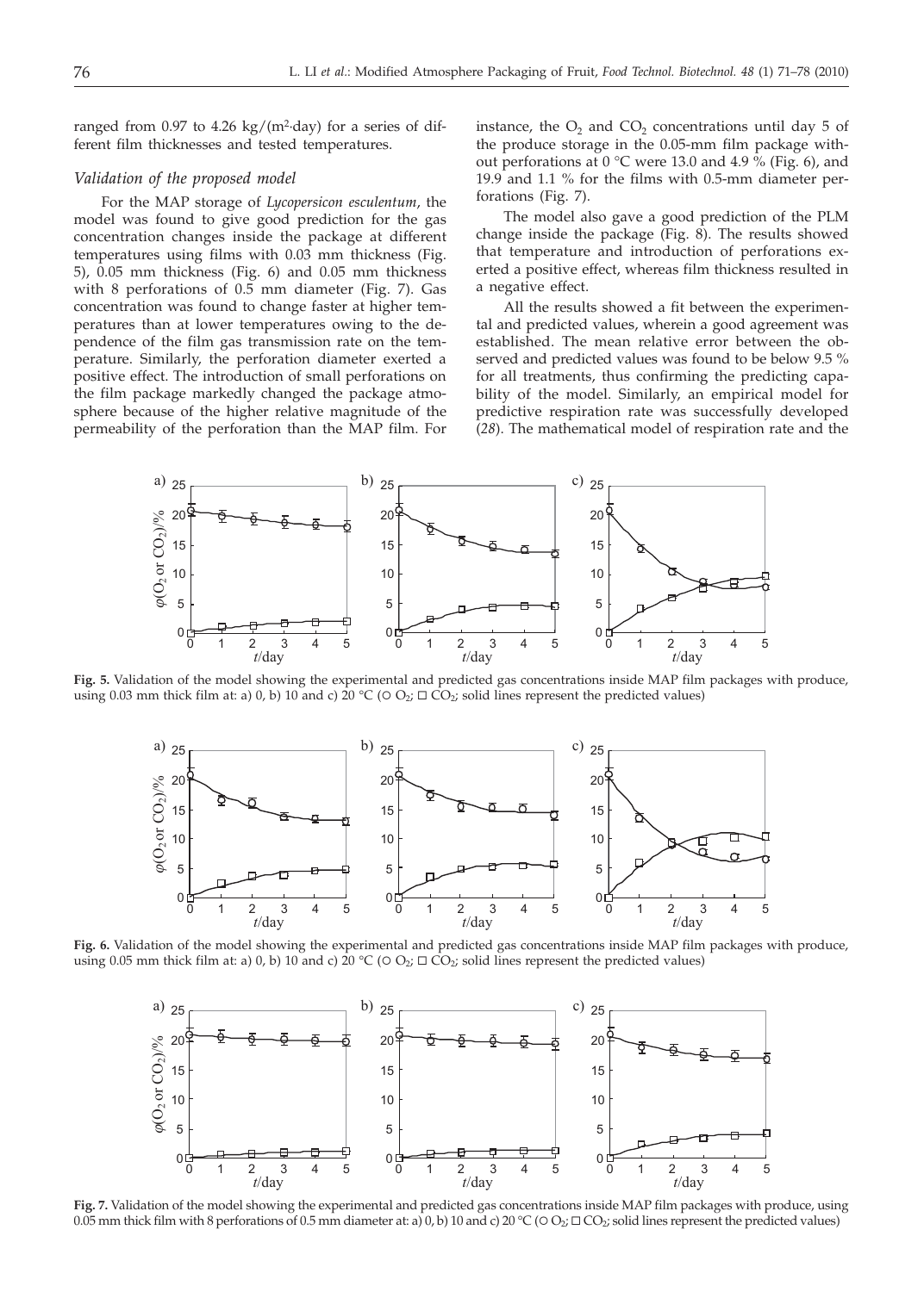ranged from 0.97 to 4.26 kg/(m²·day) for a series of different film thicknesses and tested temperatures.

### *Validation of the proposed model*

For the MAP storage of *Lycopersicon esculentum*, the model was found to give good prediction for the gas concentration changes inside the package at different temperatures using films with 0.03 mm thickness (Fig. 5), 0.05 mm thickness (Fig. 6) and 0.05 mm thickness with 8 perforations of 0.5 mm diameter (Fig. 7). Gas concentration was found to change faster at higher temperatures than at lower temperatures owing to the dependence of the film gas transmission rate on the temperature. Similarly, the perforation diameter exerted a positive effect. The introduction of small perforations on the film package markedly changed the package atmosphere because of the higher relative magnitude of the permeability of the perforation than the MAP film. For instance, the $O_2$ and $CO_2$ concentrations until day 5 of the produce storage in the 0.05-mm film package without perforations at 0 °C were 13.0 and 4.9 % (Fig. 6), and 19.9 and 1.1 % for the films with 0.5-mm diameter perforations (Fig. 7).

The model also gave a good prediction of the PLM change inside the package (Fig. 8). The results showed that temperature and introduction of perforations exerted a positive effect, whereas film thickness resulted in a negative effect.

All the results showed a fit between the experimental and predicted values, wherein a good agreement was established. The mean relative error between the observed and predicted values was found to be below 9.5 % for all treatments, thus confirming the predicting capability of the model. Similarly, an empirical model for predictive respiration rate was successfully developed (*28*). The mathematical model of respiration rate and the

**Fig. 5.** Validation of the model showing the experimental and predicted gas concentrations inside MAP film packages with produce, using 0.03 mm thick film at: a) 0, b) 10 and c) 20 °C (○ $O_2$; □ $CO_2$; solid lines represent the predicted values)

**Fig. 6.** Validation of the model showing the experimental and predicted gas concentrations inside MAP film packages with produce, using 0.05 mm thick film at: a) 0, b) 10 and c) 20 °C (○ $O_2$; □ $CO_2$; solid lines represent the predicted values)

**Fig. 7.** Validation of the model showing the experimental and predicted gas concentrations inside MAP film packages with produce, using 0.05 mm thick film with 8 perforations of 0.5 mm diameter at: a) 0, b) 10 and c) 20 °C (○ $O_2$; □ $CO_2$; solid lines represent the predicted values)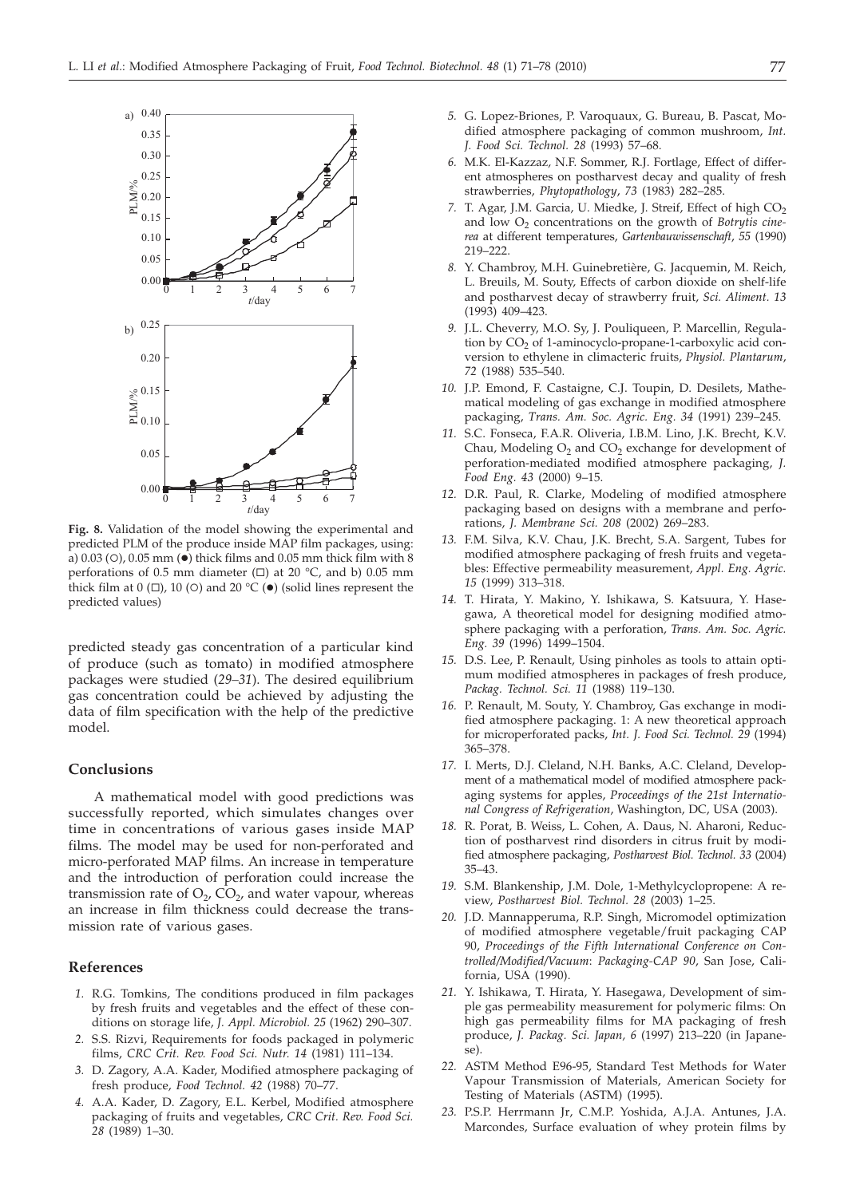**Fig. 8.** Validation of the model showing the experimental and predicted PLM of the produce inside MAP film packages, using: a) 0.03 (○), 0.05 mm (●) thick films and 0.05 mm thick film with 8 perforations of 0.5 mm diameter (□) at 20 °C, and b) 0.05 mm thick film at 0 (□), 10 (○) and 20 °C (●) (solid lines represent the predicted values)

predicted steady gas concentration of a particular kind of produce (such as tomato) in modified atmosphere packages were studied (*29–31*). The desired equilibrium gas concentration could be achieved by adjusting the data of film specification with the help of the predictive model.

## Conclusions

A mathematical model with good predictions was successfully reported, which simulates changes over time in concentrations of various gases inside MAP films. The model may be used for non-perforated and micro-perforated MAP films. An increase in temperature and the introduction of perforation could increase the transmission rate of $O_2$, $CO_2$, and water vapour, whereas an increase in film thickness could decrease the transmission rate of various gases.

## References

1. R.G. Tomkins, The conditions produced in film packages by fresh fruits and vegetables and the effect of these conditions on storage life, *J. Appl. Microbiol. 25* (1962) 290–307.
2. S.S. Rizvi, Requirements for foods packaged in polymeric films, *CRC Crit. Rev. Food Sci. Nutr. 14* (1981) 111–134.
3. D. Zagory, A.A. Kader, Modified atmosphere packaging of fresh produce, *Food Technol. 42* (1988) 70–77.
4. A.A. Kader, D. Zagory, E.L. Kerbel, Modified atmosphere packaging of fruits and vegetables, *CRC Crit. Rev. Food Sci. 28* (1989) 1–30.
5. G. Lopez-Briones, P. Varoquaux, G. Bureau, B. Pascat, Modified atmosphere packaging of common mushroom, *Int. J. Food Sci. Technol. 28* (1993) 57–68.
6. M.K. El-Kazzaz, N.F. Sommer, R.J. Fortlage, Effect of different atmospheres on postharvest decay and quality of fresh strawberries, *Phytopathology*, *73* (1983) 282–285.
7. T. Agar, J.M. Garcia, U. Miedke, J. Streif, Effect of high $CO_2$ and low $O_2$ concentrations on the growth of *Botrytis cinerea* at different temperatures, *Gartenbauwissenschaft*, *55* (1990) 219–222.
8. Y. Chambroy, M.H. Guinebretière, G. Jacquemin, M. Reich, L. Breuils, M. Souty, Effects of carbon dioxide on shelf-life and postharvest decay of strawberry fruit, *Sci. Aliment. 13* (1993) 409–423.
9. J.L. Cheverry, M.O. Sy, J. Pouliqueen, P. Marcellin, Regulation by $CO_2$ of 1-aminocyclo-propane-1-carboxylic acid conversion to ethylene in climacteric fruits, *Physiol. Plantarum*, *72* (1988) 535–540.
10. J.P. Emond, F. Castaigne, C.J. Toupin, D. Desilets, Mathematical modeling of gas exchange in modified atmosphere packaging, *Trans. Am. Soc. Agric. Eng. 34* (1991) 239–245.
11. S.C. Fonseca, F.A.R. Oliveria, I.B.M. Lino, J.K. Brecht, K.V. Chau, Modeling $O_2$ and $CO_2$ exchange for development of perforation-mediated modified atmosphere packaging, *J. Food Eng. 43* (2000) 9–15.
12. D.R. Paul, R. Clarke, Modeling of modified atmosphere packaging based on designs with a membrane and perforations, *J. Membrane Sci. 208* (2002) 269–283.
13. F.M. Silva, K.V. Chau, J.K. Brecht, S.A. Sargent, Tubes for modified atmosphere packaging of fresh fruits and vegetables: Effective permeability measurement, *Appl. Eng. Agric. 15* (1999) 313–318.
14. T. Hirata, Y. Makino, Y. Ishikawa, S. Katsuura, Y. Hasegawa, A theoretical model for designing modified atmosphere packaging with a perforation, *Trans. Am. Soc. Agric. Eng. 39* (1996) 1499–1504.
15. D.S. Lee, P. Renault, Using pinholes as tools to attain optimum modified atmospheres in packages of fresh produce, *Packag. Technol. Sci. 11* (1988) 119–130.
16. P. Renault, M. Souty, Y. Chambroy, Gas exchange in modified atmosphere packaging. 1: A new theoretical approach for microperforated packs, *Int. J. Food Sci. Technol. 29* (1994) 365–378.
17. I. Merts, D.J. Cleland, N.H. Banks, A.C. Cleland, Development of a mathematical model of modified atmosphere packaging systems for apples, *Proceedings of the 21st International Congress of Refrigeration*, Washington, DC, USA (2003).
18. R. Porat, B. Weiss, L. Cohen, A. Daus, N. Aharoni, Reduction of postharvest rind disorders in citrus fruit by modified atmosphere packaging, *Postharvest Biol. Technol. 33* (2004) 35–43.
19. S.M. Blankenship, J.M. Dole, 1-Methylcyclopropene: A review, *Postharvest Biol. Technol. 28* (2003) 1–25.
20. J.D. Mannapperuma, R.P. Singh, Micromodel optimization of modified atmosphere vegetable/fruit packaging CAP 90, *Proceedings of the Fifth International Conference on Controlled/Modified/Vacuum: Packaging-CAP 90*, San Jose, California, USA (1990).
21. Y. Ishikawa, T. Hirata, Y. Hasegawa, Development of simple gas permeability measurement for polymeric films: On high gas permeability films for MA packaging of fresh produce, *J. Packag. Sci. Japan, 6* (1997) 213–220 (in Japanese).
22. ASTM Method E96-95, Standard Test Methods for Water Vapour Transmission of Materials, American Society for Testing of Materials (ASTM) (1995).
23. P.S.P. Herrmann Jr, C.M.P. Yoshida, A.J.A. Antunes, J.A. Marcondes, Surface evaluation of whey protein films by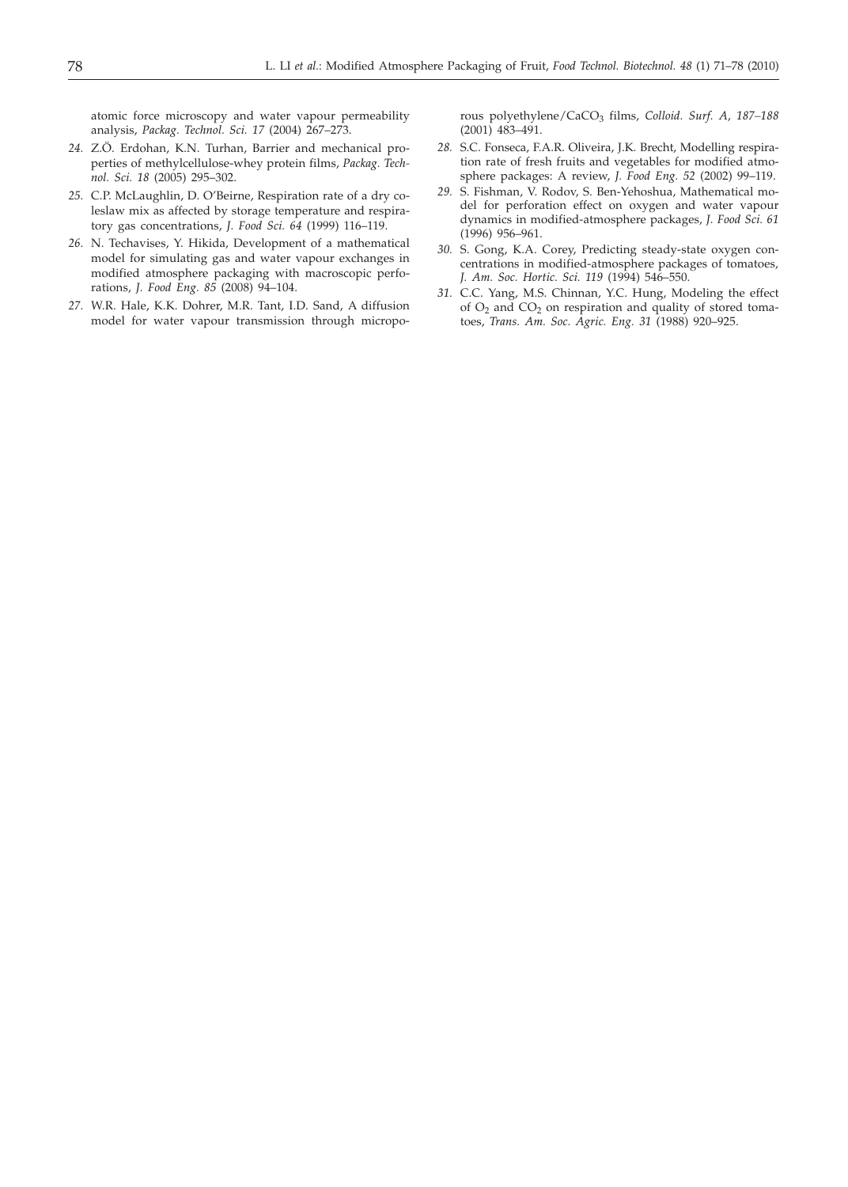atomic force microscopy and water vapour permeability analysis, *Packag. Technol. Sci. 17* (2004) 267–273.

*24.* Z.Ö. Erdohan, K.N. Turhan, Barrier and mechanical properties of methylcellulose-whey protein films, *Packag. Technol. Sci. 18* (2005) 295–302.

*25.* C.P. McLaughlin, D. O'Beirne, Respiration rate of a dry coleslaw mix as affected by storage temperature and respiratory gas concentrations, *J. Food Sci. 64* (1999) 116–119.

*26.* N. Techavises, Y. Hikida, Development of a mathematical model for simulating gas and water vapour exchanges in modified atmosphere packaging with macroscopic perforations, *J. Food Eng. 85* (2008) 94–104.

*27.* W.R. Hale, K.K. Dohrer, M.R. Tant, I.D. Sand, A diffusion model for water vapour transmission through microporous polyethylene/$CaCO_3$ films, *Colloid. Surf. A, 187–188* (2001) 483–491.

*28.* S.C. Fonseca, F.A.R. Oliveira, J.K. Brecht, Modelling respiration rate of fresh fruits and vegetables for modified atmosphere packages: A review, *J. Food Eng. 52* (2002) 99–119.

*29.* S. Fishman, V. Rodov, S. Ben-Yehoshua, Mathematical model for perforation effect on oxygen and water vapour dynamics in modified-atmosphere packages, *J. Food Sci. 61* (1996) 956–961.

*30.* S. Gong, K.A. Corey, Predicting steady-state oxygen concentrations in modified-atmosphere packages of tomatoes, *J. Am. Soc. Hortic. Sci. 119* (1994) 546–550.

*31.* C.C. Yang, M.S. Chinnan, Y.C. Hung, Modeling the effect of $O_2$ and $CO_2$ on respiration and quality of stored tomatoes, *Trans. Am. Soc. Agric. Eng. 31* (1988) 920–925.